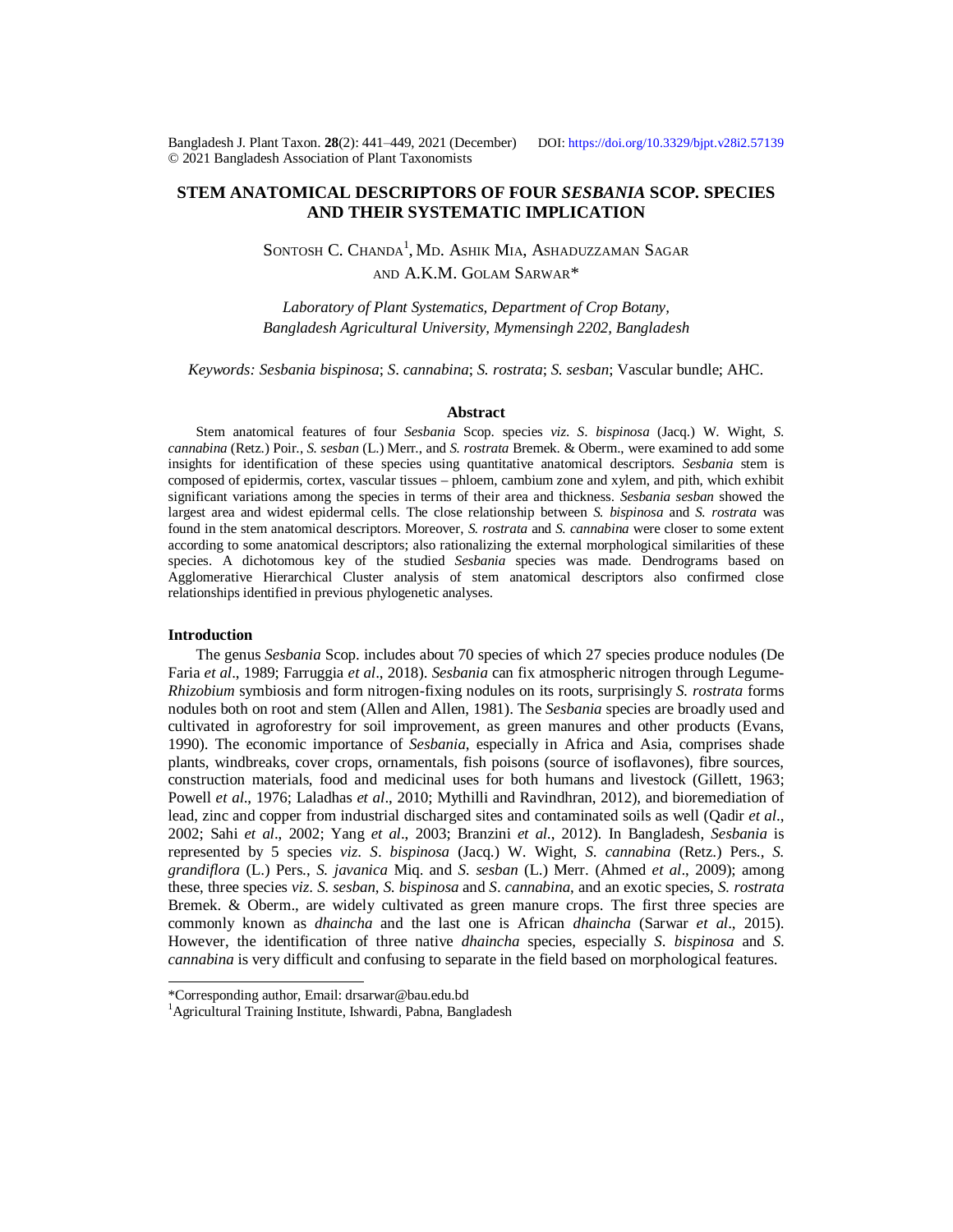# STEM ANATOMICAL DESCRIPTORS OF FOUR *SESBANIA* SCOP. SPECIES AND THEIR SYSTEMATIC IMPLICATION

SONTOSH C. CHANDA[1], MD. ASHIK MIA, ASHADUZZAMAN SAGAR AND A.K.M. GOLAM SARWAR*

*Laboratory of Plant Systematics, Department of Crop Botany, Bangladesh Agricultural University, Mymensingh 2202, Bangladesh*

*Keywords: Sesbania bispinosa*; *S. cannabina*; *S. rostrata*; *S. sesban*; Vascular bundle; AHC.

## Abstract

Stem anatomical features of four *Sesbania* Scop. species *viz*. *S. bispinosa* (Jacq.) W. Wight, *S. cannabina* (Retz.) Poir., *S. sesban* (L.) Merr., and *S. rostrata* Bremek. & Oberm., were examined to add some insights for identification of these species using quantitative anatomical descriptors. *Sesbania* stem is composed of epidermis, cortex, vascular tissues – phloem, cambium zone and xylem, and pith, which exhibit significant variations among the species in terms of their area and thickness. *Sesbania sesban* showed the largest area and widest epidermal cells. The close relationship between *S. bispinosa* and *S. rostrata* was found in the stem anatomical descriptors. Moreover, *S. rostrata* and *S. cannabina* were closer to some extent according to some anatomical descriptors; also rationalizing the external morphological similarities of these species. A dichotomous key of the studied *Sesbania* species was made. Dendrograms based on Agglomerative Hierarchical Cluster analysis of stem anatomical descriptors also confirmed close relationships identified in previous phylogenetic analyses.

## Introduction

The genus *Sesbania* Scop. includes about 70 species of which 27 species produce nodules (De Faria *et al*., 1989; Farruggia *et al*., 2018). *Sesbania* can fix atmospheric nitrogen through Legume-*Rhizobium* symbiosis and form nitrogen-fixing nodules on its roots, surprisingly *S. rostrata* forms nodules both on root and stem (Allen and Allen, 1981). The *Sesbania* species are broadly used and cultivated in agroforestry for soil improvement, as green manures and other products (Evans, 1990). The economic importance of *Sesbania*, especially in Africa and Asia, comprises shade plants, windbreaks, cover crops, ornamentals, fish poisons (source of isoflavones), fibre sources, construction materials, food and medicinal uses for both humans and livestock (Gillett, 1963; Powell *et al*., 1976; Laladhas *et al*., 2010; Mythilli and Ravindhran, 2012), and bioremediation of lead, zinc and copper from industrial discharged sites and contaminated soils as well (Qadir *et al*., 2002; Sahi *et al*., 2002; Yang *et al*., 2003; Branzini *et al*., 2012). In Bangladesh, *Sesbania* is represented by 5 species *viz*. *S. bispinosa* (Jacq.) W. Wight, *S. cannabina* (Retz.) Pers., *S. grandiflora* (L.) Pers., *S. javanica* Miq. and *S. sesban* (L.) Merr. (Ahmed *et al*., 2009); among these, three species *viz*. *S. sesban*, *S. bispinosa* and *S. cannabina*, and an exotic species, *S. rostrata* Bremek. & Oberm., are widely cultivated as green manure crops. The first three species are commonly known as *dhaincha* and the last one is African *dhaincha* (Sarwar *et al*., 2015). However, the identification of three native *dhaincha* species, especially *S. bispinosa* and *S. cannabina* is very difficult and confusing to separate in the field based on morphological features.

---

*Corresponding author, Email: drsarwar@bau.edu.bd

[1]Agricultural Training Institute, Ishwardi, Pabna, Bangladesh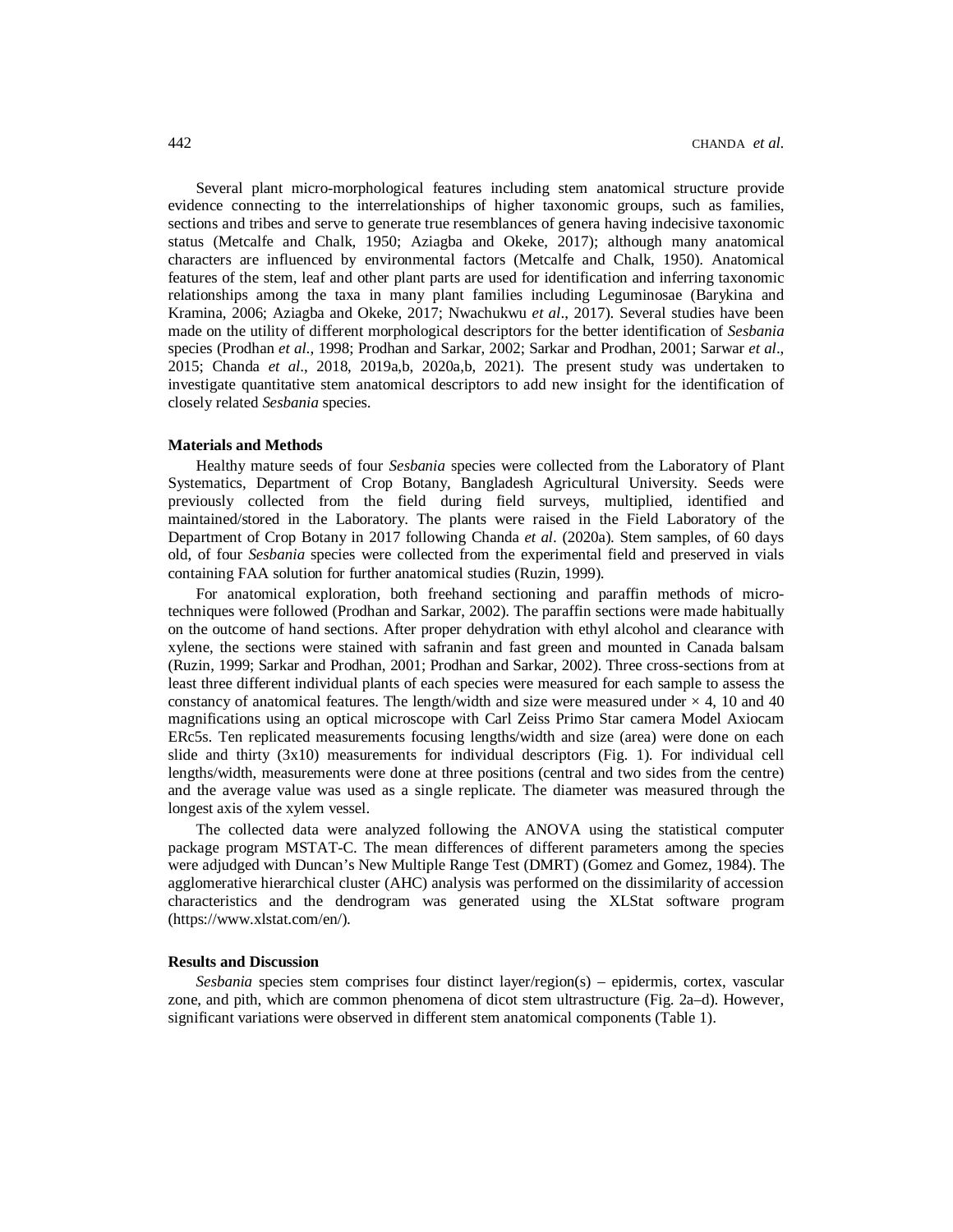Several plant micro-morphological features including stem anatomical structure provide evidence connecting to the interrelationships of higher taxonomic groups, such as families, sections and tribes and serve to generate true resemblances of genera having indecisive taxonomic status (Metcalfe and Chalk, 1950; Aziagba and Okeke, 2017); although many anatomical characters are influenced by environmental factors (Metcalfe and Chalk, 1950). Anatomical features of the stem, leaf and other plant parts are used for identification and inferring taxonomic relationships among the taxa in many plant families including Leguminosae (Barykina and Kramina, 2006; Aziagba and Okeke, 2017; Nwachukwu *et al*., 2017). Several studies have been made on the utility of different morphological descriptors for the better identification of *Sesbania* species (Prodhan *et al*., 1998; Prodhan and Sarkar, 2002; Sarkar and Prodhan, 2001; Sarwar *et al*., 2015; Chanda *et al*., 2018, 2019a,b, 2020a,b, 2021). The present study was undertaken to investigate quantitative stem anatomical descriptors to add new insight for the identification of closely related *Sesbania* species.

## Materials and Methods

Healthy mature seeds of four *Sesbania* species were collected from the Laboratory of Plant Systematics, Department of Crop Botany, Bangladesh Agricultural University. Seeds were previously collected from the field during field surveys, multiplied, identified and maintained/stored in the Laboratory. The plants were raised in the Field Laboratory of the Department of Crop Botany in 2017 following Chanda *et al*. (2020a). Stem samples, of 60 days old, of four *Sesbania* species were collected from the experimental field and preserved in vials containing FAA solution for further anatomical studies (Ruzin, 1999).

For anatomical exploration, both freehand sectioning and paraffin methods of micro-techniques were followed (Prodhan and Sarkar, 2002). The paraffin sections were made habitually on the outcome of hand sections. After proper dehydration with ethyl alcohol and clearance with xylene, the sections were stained with safranin and fast green and mounted in Canada balsam (Ruzin, 1999; Sarkar and Prodhan, 2001; Prodhan and Sarkar, 2002). Three cross-sections from at least three different individual plants of each species were measured for each sample to assess the constancy of anatomical features. The length/width and size were measured under × 4, 10 and 40 magnifications using an optical microscope with Carl Zeiss Primo Star camera Model Axiocam ERc5s. Ten replicated measurements focusing lengths/width and size (area) were done on each slide and thirty (3x10) measurements for individual descriptors (Fig. 1). For individual cell lengths/width, measurements were done at three positions (central and two sides from the centre) and the average value was used as a single replicate. The diameter was measured through the longest axis of the xylem vessel.

The collected data were analyzed following the ANOVA using the statistical computer package program MSTAT-C. The mean differences of different parameters among the species were adjudged with Duncan's New Multiple Range Test (DMRT) (Gomez and Gomez, 1984). The agglomerative hierarchical cluster (AHC) analysis was performed on the dissimilarity of accession characteristics and the dendrogram was generated using the XLStat software program (https://www.xlstat.com/en/).

## Results and Discussion

*Sesbania* species stem comprises four distinct layer/region(s) – epidermis, cortex, vascular zone, and pith, which are common phenomena of dicot stem ultrastructure (Fig. 2a–d). However, significant variations were observed in different stem anatomical components (Table 1).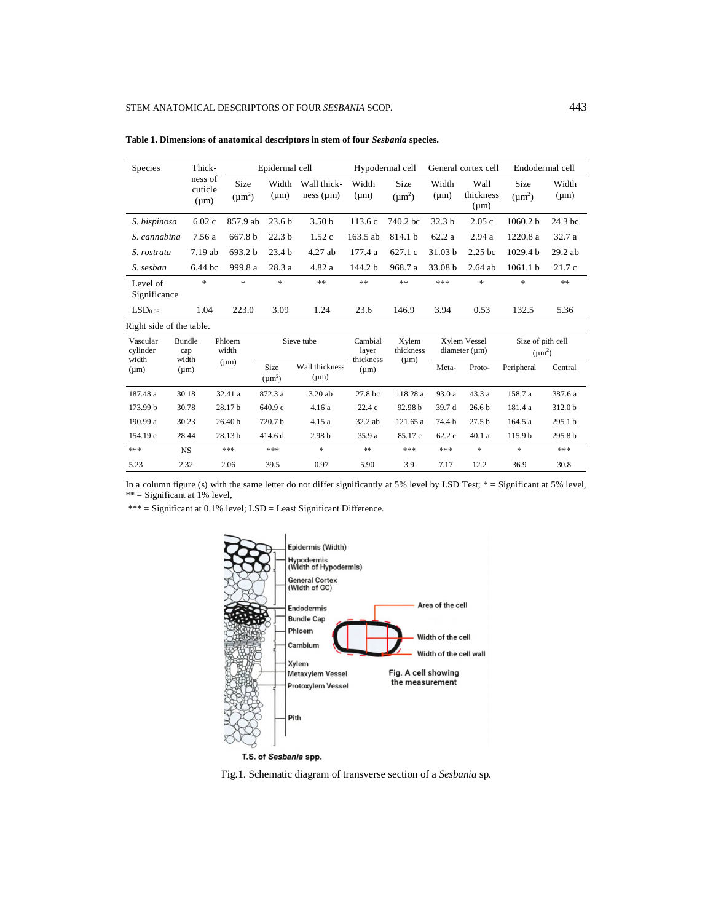**Table 1. Dimensions of anatomical descriptors in stem of four *Sesbania* species.**

| Species | Thickness of cuticle (µm) | Epidermal cell | | | Hypodermal cell | | General cortex cell | | Endodermal cell | |
|---|---|---|---|---|---|---|---|---|---|---|
| | | Size ($\mu m^2$) | Width (µm) | Wall thickness (µm) | Width (µm) | Size ($\mu m^2$) | Width (µm) | Wall thickness (µm) | Size ($\mu m^2$) | Width (µm) |
| *S. bispinosa* | 6.02 c | 857.9 ab | 23.6 b | 3.50 b | 113.6 c | 740.2 bc | 32.3 b | 2.05 c | 1060.2 b | 24.3 bc |
| *S. cannabina* | 7.56 a | 667.8 b | 22.3 b | 1.52 c | 163.5 ab | 814.1 b | 62.2 a | 2.94 a | 1220.8 a | 32.7 a |
| *S. rostrata* | 7.19 ab | 693.2 b | 23.4 b | 4.27 ab | 177.4 a | 627.1 c | 31.03 b | 2.25 bc | 1029.4 b | 29.2 ab |
| *S. sesban* | 6.44 bc | 999.8 a | 28.3 a | 4.82 a | 144.2 b | 968.7 a | 33.08 b | 2.64 ab | 1061.1 b | 21.7 c |
| Level of Significance | * | * | * | ** | ** | ** | *** | * | * | ** |
| $LSD_{0.05}$ | 1.04 | 223.0 | 3.09 | 1.24 | 23.6 | 146.9 | 3.94 | 0.53 | 132.5 | 5.36 |

Right side of the table.

| Vascular cylinder width (µm) | Bundle cap width (µm) | Phloem width (µm) | Sieve tube | | Cambial layer thickness (µm) | Xylem thickness (µm) | Xylem Vessel diameter (µm) | | Size of pith cell ($\mu m^2$) | |
|---|---|---|---|---|---|---|---|---|---|---|
| | | | Size ($\mu m^2$) | Wall thickness (µm) | | | Meta- | Proto- | Peripheral | Central |
| 187.48 a | 30.18 | 32.41 a | 872.3 a | 3.20 ab | 27.8 bc | 118.28 a | 93.0 a | 43.3 a | 158.7 a | 387.6 a |
| 173.99 b | 30.78 | 28.17 b | 640.9 c | 4.16 a | 22.4 c | 92.98 b | 39.7 d | 26.6 b | 181.4 a | 312.0 b |
| 190.99 a | 30.23 | 26.40 b | 720.7 b | 4.15 a | 32.2 ab | 121.65 a | 74.4 b | 27.5 b | 164.5 a | 295.1 b |
| 154.19 c | 28.44 | 28.13 b | 414.6 d | 2.98 b | 35.9 a | 85.17 c | 62.2 c | 40.1 a | 115.9 b | 295.8 b |
| *** | NS | *** | *** | * | ** | *** | *** | * | * | *** |
| 5.23 | 2.32 | 2.06 | 39.5 | 0.97 | 5.90 | 3.9 | 7.17 | 12.2 | 36.9 | 30.8 |

In a column figure (s) with the same letter do not differ significantly at 5% level by LSD Test; * = Significant at 5% level, ** = Significant at 1% level,

*** = Significant at 0.1% level; LSD = Least Significant Difference.

Fig.1. Schematic diagram of transverse section of a *Sesbania* sp.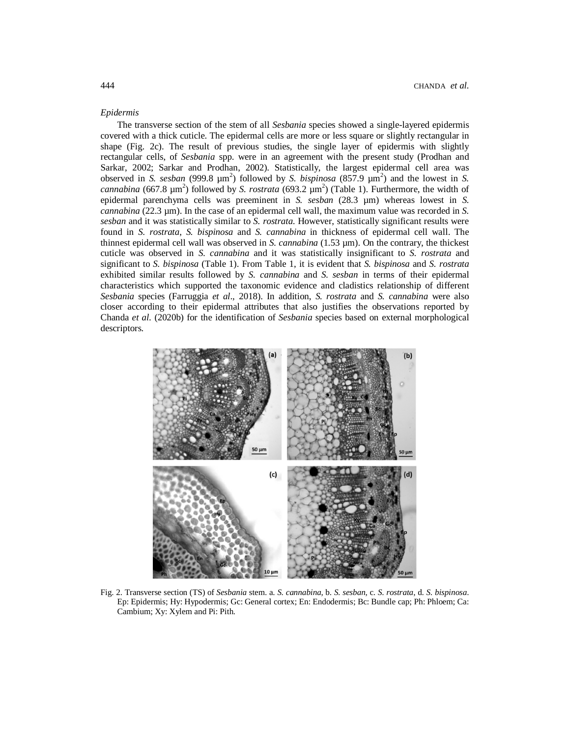*Epidermis*

The transverse section of the stem of all *Sesbania* species showed a single-layered epidermis covered with a thick cuticle. The epidermal cells are more or less square or slightly rectangular in shape (Fig. 2c). The result of previous studies, the single layer of epidermis with slightly rectangular cells, of *Sesbania* spp. were in an agreement with the present study (Prodhan and Sarkar, 2002; Sarkar and Prodhan, 2002). Statistically, the largest epidermal cell area was observed in *S. sesban* (999.8 $\mu m^2$) followed by *S. bispinosa* (857.9 $\mu m^2$) and the lowest in *S. cannabina* (667.8 $\mu m^2$) followed by *S. rostrata* (693.2 $\mu m^2$) (Table 1). Furthermore, the width of epidermal parenchyma cells was preeminent in *S. sesban* (28.3 µm) whereas lowest in *S. cannabina* (22.3 µm). In the case of an epidermal cell wall, the maximum value was recorded in *S. sesban* and it was statistically similar to *S. rostrata*. However, statistically significant results were found in *S. rostrata*, *S. bispinosa* and *S. cannabina* in thickness of epidermal cell wall. The thinnest epidermal cell wall was observed in *S. cannabina* (1.53 µm). On the contrary, the thickest cuticle was observed in *S. cannabina* and it was statistically insignificant to *S. rostrata* and significant to *S. bispinosa* (Table 1). From Table 1, it is evident that *S. bispinosa* and *S. rostrata* exhibited similar results followed by *S. cannabina* and *S. sesban* in terms of their epidermal characteristics which supported the taxonomic evidence and cladistics relationship of different *Sesbania* species (Farruggia *et al*., 2018). In addition, *S. rostrata* and *S. cannabina* were also closer according to their epidermal attributes that also justifies the observations reported by Chanda *et al*. (2020b) for the identification of *Sesbania* species based on external morphological descriptors.

Fig. 2. Transverse section (TS) of *Sesbania* stem. a. *S. cannabina*, b. *S. sesban*, c. *S. rostrata*, d. *S. bispinosa*. Ep: Epidermis; Hy: Hypodermis; Gc: General cortex; En: Endodermis; Bc: Bundle cap; Ph: Phloem; Ca: Cambium; Xy: Xylem and Pi: Pith.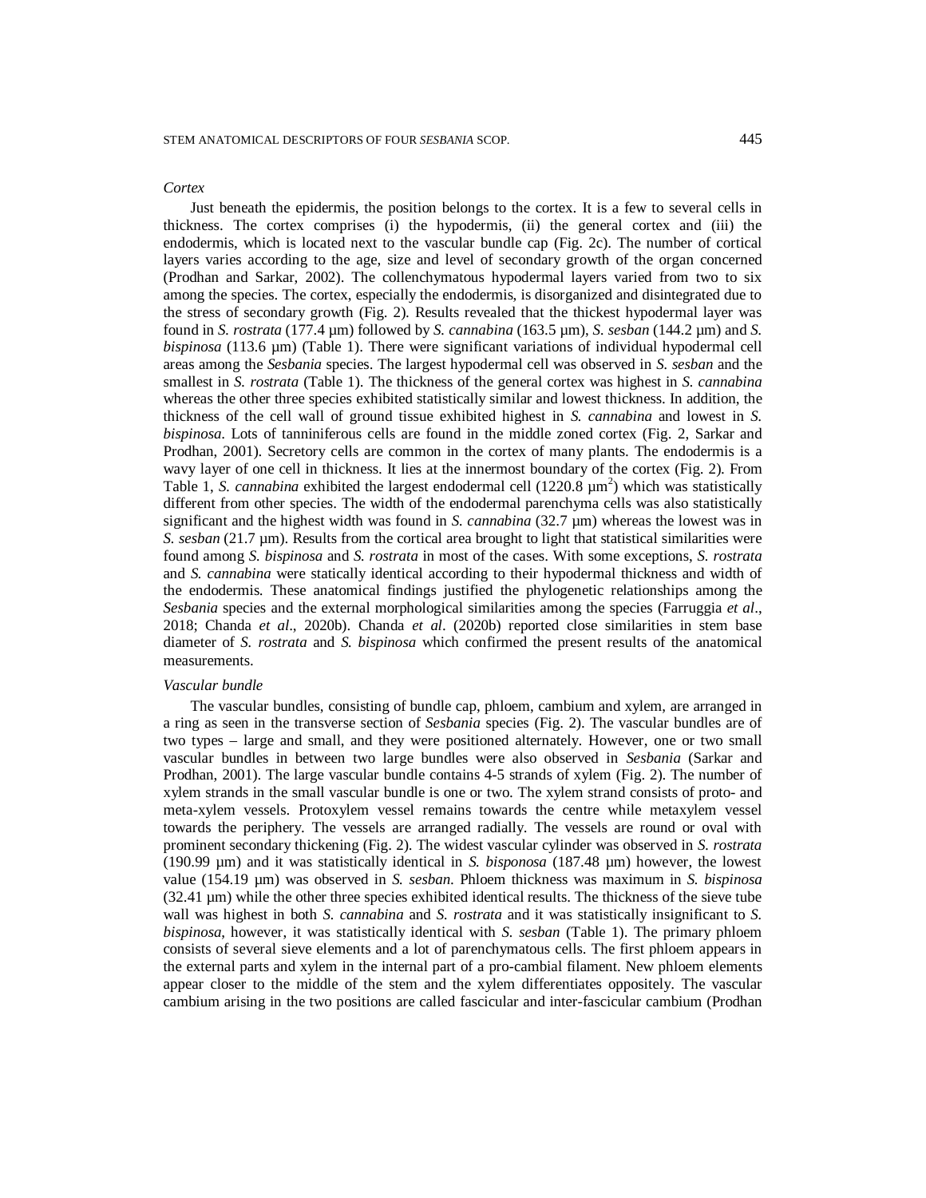*Cortex*

Just beneath the epidermis, the position belongs to the cortex. It is a few to several cells in thickness. The cortex comprises (i) the hypodermis, (ii) the general cortex and (iii) the endodermis, which is located next to the vascular bundle cap (Fig. 2c). The number of cortical layers varies according to the age, size and level of secondary growth of the organ concerned (Prodhan and Sarkar, 2002). The collenchymatous hypodermal layers varied from two to six among the species. The cortex, especially the endodermis, is disorganized and disintegrated due to the stress of secondary growth (Fig. 2). Results revealed that the thickest hypodermal layer was found in *S. rostrata* (177.4 µm) followed by *S. cannabina* (163.5 µm), *S. sesban* (144.2 µm) and *S. bispinosa* (113.6 µm) (Table 1). There were significant variations of individual hypodermal cell areas among the *Sesbania* species. The largest hypodermal cell was observed in *S. sesban* and the smallest in *S. rostrata* (Table 1). The thickness of the general cortex was highest in *S. cannabina* whereas the other three species exhibited statistically similar and lowest thickness. In addition, the thickness of the cell wall of ground tissue exhibited highest in *S. cannabina* and lowest in *S. bispinosa*. Lots of tanniniferous cells are found in the middle zoned cortex (Fig. 2, Sarkar and Prodhan, 2001). Secretory cells are common in the cortex of many plants. The endodermis is a wavy layer of one cell in thickness. It lies at the innermost boundary of the cortex (Fig. 2). From Table 1, *S. cannabina* exhibited the largest endodermal cell (1220.8 $\mu m^2$) which was statistically different from other species. The width of the endodermal parenchyma cells was also statistically significant and the highest width was found in *S. cannabina* (32.7 µm) whereas the lowest was in *S. sesban* (21.7 µm). Results from the cortical area brought to light that statistical similarities were found among *S. bispinosa* and *S. rostrata* in most of the cases. With some exceptions, *S. rostrata* and *S. cannabina* were statically identical according to their hypodermal thickness and width of the endodermis. These anatomical findings justified the phylogenetic relationships among the *Sesbania* species and the external morphological similarities among the species (Farruggia *et al*., 2018; Chanda *et al*., 2020b). Chanda *et al*. (2020b) reported close similarities in stem base diameter of *S. rostrata* and *S. bispinosa* which confirmed the present results of the anatomical measurements.

*Vascular bundle*

The vascular bundles, consisting of bundle cap, phloem, cambium and xylem, are arranged in a ring as seen in the transverse section of *Sesbania* species (Fig. 2). The vascular bundles are of two types – large and small, and they were positioned alternately. However, one or two small vascular bundles in between two large bundles were also observed in *Sesbania* (Sarkar and Prodhan, 2001). The large vascular bundle contains 4-5 strands of xylem (Fig. 2). The number of xylem strands in the small vascular bundle is one or two. The xylem strand consists of proto- and meta-xylem vessels. Protoxylem vessel remains towards the centre while metaxylem vessel towards the periphery. The vessels are arranged radially. The vessels are round or oval with prominent secondary thickening (Fig. 2). The widest vascular cylinder was observed in *S. rostrata* (190.99 µm) and it was statistically identical in *S. bisponosa* (187.48 µm) however, the lowest value (154.19 µm) was observed in *S. sesban*. Phloem thickness was maximum in *S. bispinosa* (32.41 µm) while the other three species exhibited identical results. The thickness of the sieve tube wall was highest in both *S. cannabina* and *S. rostrata* and it was statistically insignificant to *S. bispinosa*, however, it was statistically identical with *S. sesban* (Table 1). The primary phloem consists of several sieve elements and a lot of parenchymatous cells. The first phloem appears in the external parts and xylem in the internal part of a pro-cambial filament. New phloem elements appear closer to the middle of the stem and the xylem differentiates oppositely. The vascular cambium arising in the two positions are called fascicular and inter-fascicular cambium (Prodhan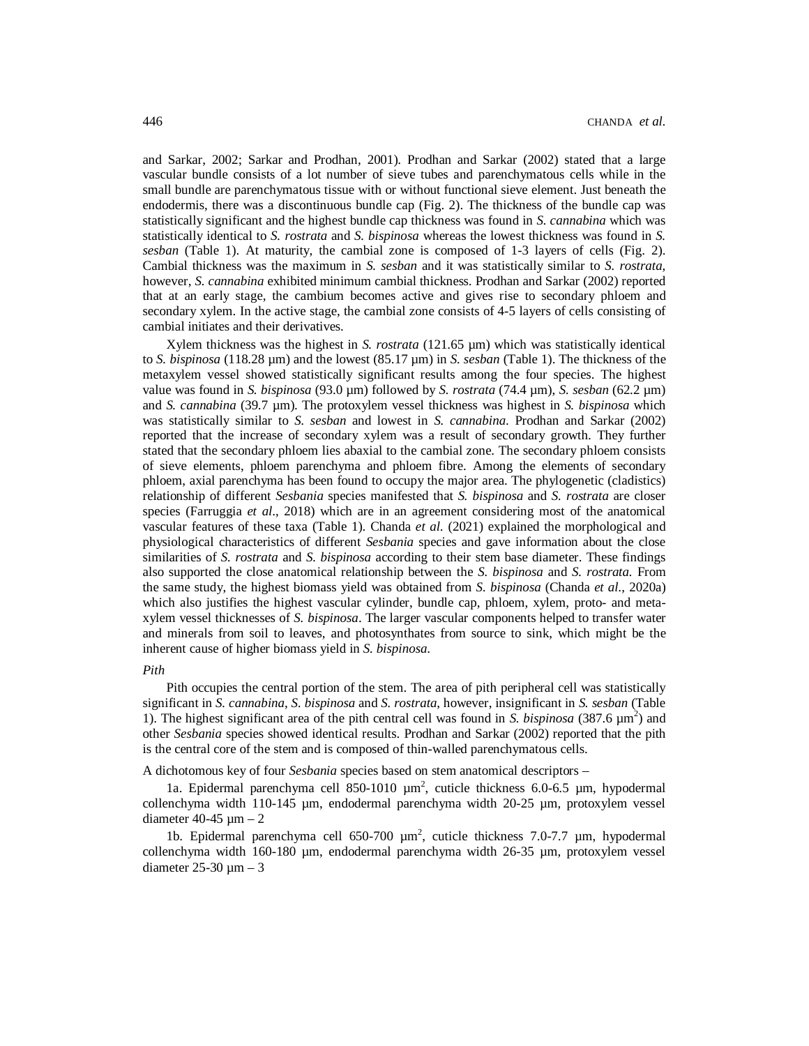and Sarkar, 2002; Sarkar and Prodhan, 2001). Prodhan and Sarkar (2002) stated that a large vascular bundle consists of a lot number of sieve tubes and parenchymatous cells while in the small bundle are parenchymatous tissue with or without functional sieve element. Just beneath the endodermis, there was a discontinuous bundle cap (Fig. 2). The thickness of the bundle cap was statistically significant and the highest bundle cap thickness was found in *S. cannabina* which was statistically identical to *S. rostrata* and *S. bispinosa* whereas the lowest thickness was found in *S. sesban* (Table 1). At maturity, the cambial zone is composed of 1-3 layers of cells (Fig. 2). Cambial thickness was the maximum in *S. sesban* and it was statistically similar to *S. rostrata*, however, *S. cannabina* exhibited minimum cambial thickness. Prodhan and Sarkar (2002) reported that at an early stage, the cambium becomes active and gives rise to secondary phloem and secondary xylem. In the active stage, the cambial zone consists of 4-5 layers of cells consisting of cambial initiates and their derivatives.

Xylem thickness was the highest in *S. rostrata* (121.65 µm) which was statistically identical to *S. bispinosa* (118.28 µm) and the lowest (85.17 µm) in *S. sesban* (Table 1). The thickness of the metaxylem vessel showed statistically significant results among the four species. The highest value was found in *S. bispinosa* (93.0 µm) followed by *S. rostrata* (74.4 µm), *S. sesban* (62.2 µm) and *S. cannabina* (39.7 µm). The protoxylem vessel thickness was highest in *S. bispinosa* which was statistically similar to *S. sesban* and lowest in *S. cannabina*. Prodhan and Sarkar (2002) reported that the increase of secondary xylem was a result of secondary growth. They further stated that the secondary phloem lies abaxial to the cambial zone. The secondary phloem consists of sieve elements, phloem parenchyma and phloem fibre. Among the elements of secondary phloem, axial parenchyma has been found to occupy the major area. The phylogenetic (cladistics) relationship of different *Sesbania* species manifested that *S. bispinosa* and *S. rostrata* are closer species (Farruggia *et al*., 2018) which are in an agreement considering most of the anatomical vascular features of these taxa (Table 1). Chanda *et al*. (2021) explained the morphological and physiological characteristics of different *Sesbania* species and gave information about the close similarities of *S. rostrata* and *S. bispinosa* according to their stem base diameter. These findings also supported the close anatomical relationship between the *S. bispinosa* and *S. rostrata*. From the same study, the highest biomass yield was obtained from *S. bispinosa* (Chanda *et al*., 2020a) which also justifies the highest vascular cylinder, bundle cap, phloem, xylem, proto- and meta-xylem vessel thicknesses of *S. bispinosa*. The larger vascular components helped to transfer water and minerals from soil to leaves, and photosynthates from source to sink, which might be the inherent cause of higher biomass yield in *S. bispinosa*.

*Pith*

Pith occupies the central portion of the stem. The area of pith peripheral cell was statistically significant in *S. cannabina*, *S. bispinosa* and *S. rostrata*, however, insignificant in *S. sesban* (Table 1). The highest significant area of the pith central cell was found in *S. bispinosa* (387.6 µm$^2$) and other *Sesbania* species showed identical results. Prodhan and Sarkar (2002) reported that the pith is the central core of the stem and is composed of thin-walled parenchymatous cells.

A dichotomous key of four *Sesbania* species based on stem anatomical descriptors –

1a. Epidermal parenchyma cell 850-1010 µm$^2$, cuticle thickness 6.0-6.5 µm, hypodermal collenchyma width 110-145 µm, endodermal parenchyma width 20-25 µm, protoxylem vessel diameter 40-45 µm – 2

1b. Epidermal parenchyma cell 650-700 µm$^2$, cuticle thickness 7.0-7.7 µm, hypodermal collenchyma width 160-180 µm, endodermal parenchyma width 26-35 µm, protoxylem vessel diameter 25-30 µm – 3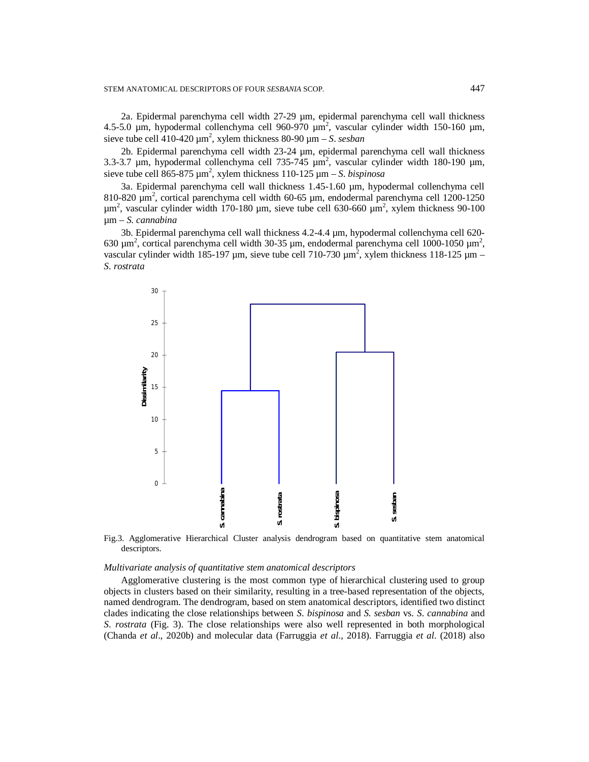2a. Epidermal parenchyma cell width 27-29 µm, epidermal parenchyma cell wall thickness 4.5-5.0 µm, hypodermal collenchyma cell 960-970 µm$^2$, vascular cylinder width 150-160 µm, sieve tube cell 410-420 µm$^2$, xylem thickness 80-90 µm – *S. sesban*

2b. Epidermal parenchyma cell width 23-24 µm, epidermal parenchyma cell wall thickness 3.3-3.7 µm, hypodermal collenchyma cell 735-745 µm$^2$, vascular cylinder width 180-190 µm, sieve tube cell 865-875 µm$^2$, xylem thickness 110-125 µm – *S. bispinosa*

3a. Epidermal parenchyma cell wall thickness 1.45-1.60 µm, hypodermal collenchyma cell 810-820 µm$^2$, cortical parenchyma cell width 60-65 µm, endodermal parenchyma cell 1200-1250 µm$^2$, vascular cylinder width 170-180 µm, sieve tube cell 630-660 µm$^2$, xylem thickness 90-100 µm – *S. cannabina*

3b. Epidermal parenchyma cell wall thickness 4.2-4.4 µm, hypodermal collenchyma cell 620-630 µm$^2$, cortical parenchyma cell width 30-35 µm, endodermal parenchyma cell 1000-1050 µm$^2$, vascular cylinder width 185-197 µm, sieve tube cell 710-730 µm$^2$, xylem thickness 118-125 µm – *S. rostrata*

Fig.3. Agglomerative Hierarchical Cluster analysis dendrogram based on quantitative stem anatomical descriptors.

*Multivariate analysis of quantitative stem anatomical descriptors*

Agglomerative clustering is the most common type of hierarchical clustering used to group objects in clusters based on their similarity, resulting in a tree-based representation of the objects, named dendrogram. The dendrogram, based on stem anatomical descriptors, identified two distinct clades indicating the close relationships between *S. bispinosa* and *S. sesban* vs. *S. cannabina* and *S. rostrata* (Fig. 3). The close relationships were also well represented in both morphological (Chanda *et al*., 2020b) and molecular data (Farruggia *et al*., 2018). Farruggia *et al*. (2018) also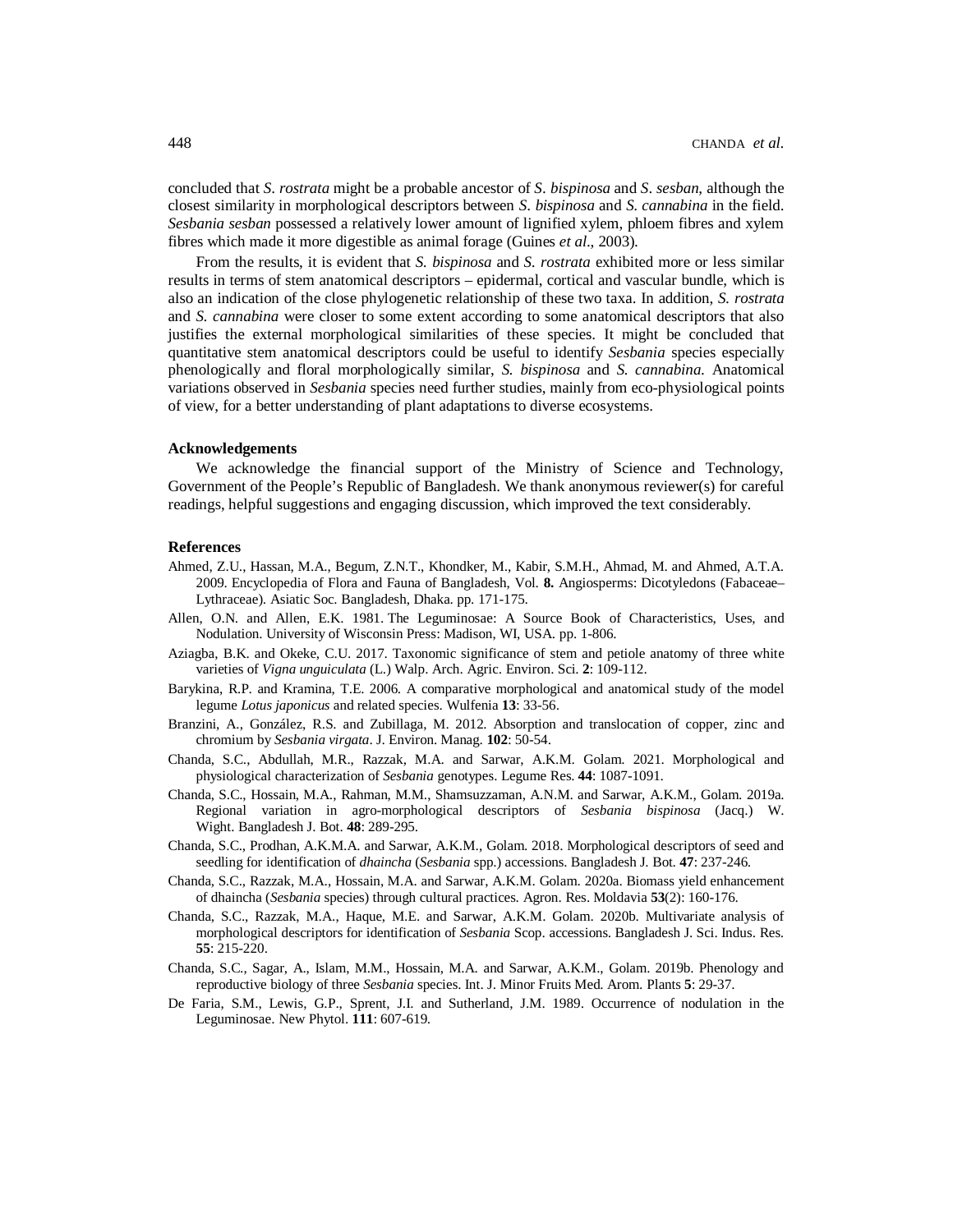concluded that *S. rostrata* might be a probable ancestor of *S. bispinosa* and *S. sesban*, although the closest similarity in morphological descriptors between *S. bispinosa* and *S. cannabina* in the field. *Sesbania sesban* possessed a relatively lower amount of lignified xylem, phloem fibres and xylem fibres which made it more digestible as animal forage (Guines *et al*., 2003).

From the results, it is evident that *S. bispinosa* and *S. rostrata* exhibited more or less similar results in terms of stem anatomical descriptors – epidermal, cortical and vascular bundle, which is also an indication of the close phylogenetic relationship of these two taxa. In addition, *S. rostrata* and *S. cannabina* were closer to some extent according to some anatomical descriptors that also justifies the external morphological similarities of these species. It might be concluded that quantitative stem anatomical descriptors could be useful to identify *Sesbania* species especially phenologically and floral morphologically similar, *S. bispinosa* and *S. cannabina.* Anatomical variations observed in *Sesbania* species need further studies, mainly from eco-physiological points of view, for a better understanding of plant adaptations to diverse ecosystems.

### Acknowledgements

We acknowledge the financial support of the Ministry of Science and Technology, Government of the People's Republic of Bangladesh. We thank anonymous reviewer(s) for careful readings, helpful suggestions and engaging discussion, which improved the text considerably.

### References

Ahmed, Z.U., Hassan, M.A., Begum, Z.N.T., Khondker, M., Kabir, S.M.H., Ahmad, M. and Ahmed, A.T.A. 2009. Encyclopedia of Flora and Fauna of Bangladesh, Vol. **8.** Angiosperms: Dicotyledons (Fabaceae–Lythraceae). Asiatic Soc. Bangladesh, Dhaka. pp. 171-175.

Allen, O.N. and Allen, E.K. 1981. The Leguminosae: A Source Book of Characteristics, Uses, and Nodulation. University of Wisconsin Press: Madison, WI, USA. pp. 1-806.

Aziagba, B.K. and Okeke, C.U. 2017. Taxonomic significance of stem and petiole anatomy of three white varieties of *Vigna unguiculata* (L.) Walp. Arch. Agric. Environ. Sci. **2**: 109-112.

Barykina, R.P. and Kramina, T.E. 2006. A comparative morphological and anatomical study of the model legume *Lotus japonicus* and related species. Wulfenia **13**: 33-56.

Branzini, A., González, R.S. and Zubillaga, M. 2012. Absorption and translocation of copper, zinc and chromium by *Sesbania virgata*. J. Environ. Manag. **102**: 50-54.

Chanda, S.C., Abdullah, M.R., Razzak, M.A. and Sarwar, A.K.M. Golam. 2021. Morphological and physiological characterization of *Sesbania* genotypes. Legume Res. **44**: 1087-1091.

Chanda, S.C., Hossain, M.A., Rahman, M.M., Shamsuzzaman, A.N.M. and Sarwar, A.K.M., Golam. 2019a. Regional variation in agro-morphological descriptors of *Sesbania bispinosa* (Jacq.) W. Wight. Bangladesh J. Bot. **48**: 289-295.

Chanda, S.C., Prodhan, A.K.M.A. and Sarwar, A.K.M., Golam. 2018. Morphological descriptors of seed and seedling for identification of *dhaincha* (*Sesbania* spp.) accessions. Bangladesh J. Bot. **47**: 237-246.

Chanda, S.C., Razzak, M.A., Hossain, M.A. and Sarwar, A.K.M. Golam. 2020a. Biomass yield enhancement of dhaincha (*Sesbania* species) through cultural practices. Agron. Res. Moldavia **53**(2): 160-176.

Chanda, S.C., Razzak, M.A., Haque, M.E. and Sarwar, A.K.M. Golam. 2020b. Multivariate analysis of morphological descriptors for identification of *Sesbania* Scop. accessions. Bangladesh J. Sci. Indus. Res. **55**: 215-220.

Chanda, S.C., Sagar, A., Islam, M.M., Hossain, M.A. and Sarwar, A.K.M., Golam. 2019b. Phenology and reproductive biology of three *Sesbania* species. Int. J. Minor Fruits Med. Arom. Plants **5**: 29-37.

De Faria, S.M., Lewis, G.P., Sprent, J.I. and Sutherland, J.M. 1989. Occurrence of nodulation in the Leguminosae. New Phytol. **111**: 607-619.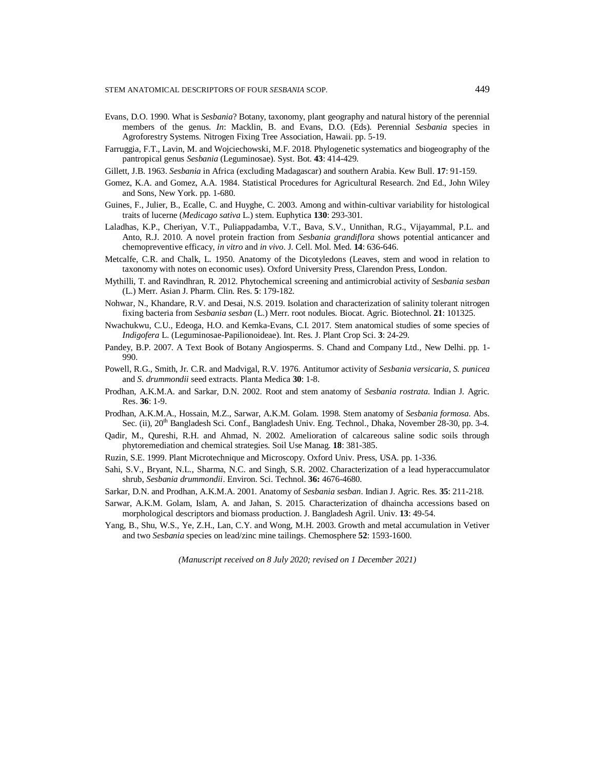Evans, D.O. 1990. What is *Sesbania*? Botany, taxonomy, plant geography and natural history of the perennial members of the genus. *In*: Macklin, B. and Evans, D.O. (Eds). Perennial *Sesbania* species in Agroforestry Systems. Nitrogen Fixing Tree Association, Hawaii. pp. 5-19.

Farruggia, F.T., Lavin, M. and Wojciechowski, M.F. 2018. Phylogenetic systematics and biogeography of the pantropical genus *Sesbania* (Leguminosae). Syst. Bot. **43**: 414-429.

Gillett, J.B. 1963. *Sesbania* in Africa (excluding Madagascar) and southern Arabia. Kew Bull. **17**: 91-159.

Gomez, K.A. and Gomez, A.A. 1984. Statistical Procedures for Agricultural Research. 2nd Ed., John Wiley and Sons, New York. pp. 1-680.

Guines, F., Julier, B., Ecalle, C. and Huyghe, C. 2003. Among and within-cultivar variability for histological traits of lucerne (*Medicago sativa* L.) stem. Euphytica **130**: 293-301.

Laladhas, K.P., Cheriyan, V.T., Puliappadamba, V.T., Bava, S.V., Unnithan, R.G., Vijayammal, P.L. and Anto, R.J. 2010. A novel protein fraction from *Sesbania grandiflora* shows potential anticancer and chemopreventive efficacy, *in vitro* and *in vivo*. J. Cell. Mol. Med. **14**: 636-646.

Metcalfe, C.R. and Chalk, L. 1950. Anatomy of the Dicotyledons (Leaves, stem and wood in relation to taxonomy with notes on economic uses). Oxford University Press, Clarendon Press, London.

Mythilli, T. and Ravindhran, R. 2012. Phytochemical screening and antimicrobial activity of *Sesbania sesban* (L.) Merr. Asian J. Pharm. Clin. Res. **5**: 179-182.

Nohwar, N., Khandare, R.V. and Desai, N.S. 2019. Isolation and characterization of salinity tolerant nitrogen fixing bacteria from *Sesbania sesban* (L.) Merr. root nodules. Biocat. Agric. Biotechnol. **21**: 101325.

Nwachukwu, C.U., Edeoga, H.O. and Kemka-Evans, C.I. 2017. Stem anatomical studies of some species of *Indigofera* L. (Leguminosae-Papilionoideae). Int. Res. J. Plant Crop Sci. **3**: 24-29.

Pandey, B.P. 2007. A Text Book of Botany Angiosperms. S. Chand and Company Ltd., New Delhi. pp. 1-990.

Powell, R.G., Smith, Jr. C.R. and Madvigal, R.V. 1976. Antitumor activity of *Sesbania versicaria*, *S. punicea* and *S. drummondii* seed extracts. Planta Medica **30**: 1-8.

Prodhan, A.K.M.A. and Sarkar, D.N. 2002. Root and stem anatomy of *Sesbania rostrata*. Indian J. Agric. Res. **36**: 1-9.

Prodhan, A.K.M.A., Hossain, M.Z., Sarwar, A.K.M. Golam. 1998. Stem anatomy of *Sesbania formosa*. Abs. Sec. (ii), 20th Bangladesh Sci. Conf., Bangladesh Univ. Eng. Technol., Dhaka, November 28-30, pp. 3-4.

Qadir, M., Qureshi, R.H. and Ahmad, N. 2002. Amelioration of calcareous saline sodic soils through phytoremediation and chemical strategies. Soil Use Manag. **18**: 381-385.

Ruzin, S.E. 1999. Plant Microtechnique and Microscopy. Oxford Univ. Press, USA. pp. 1-336.

Sahi, S.V., Bryant, N.L., Sharma, N.C. and Singh, S.R. 2002. Characterization of a lead hyperaccumulator shrub, *Sesbania drummondii*. Environ. Sci. Technol. **36:** 4676-4680.

Sarkar, D.N. and Prodhan, A.K.M.A. 2001. Anatomy of *Sesbania sesban*. Indian J. Agric. Res. **35**: 211-218.

Sarwar, A.K.M. Golam, Islam, A. and Jahan, S. 2015. Characterization of dhaincha accessions based on morphological descriptors and biomass production. J. Bangladesh Agril. Univ. **13**: 49-54.

Yang, B., Shu, W.S., Ye, Z.H., Lan, C.Y. and Wong, M.H. 2003. Growth and metal accumulation in Vetiver and two *Sesbania* species on lead/zinc mine tailings. Chemosphere **52**: 1593-1600.

*(Manuscript received on 8 July 2020; revised on 1 December 2021)*